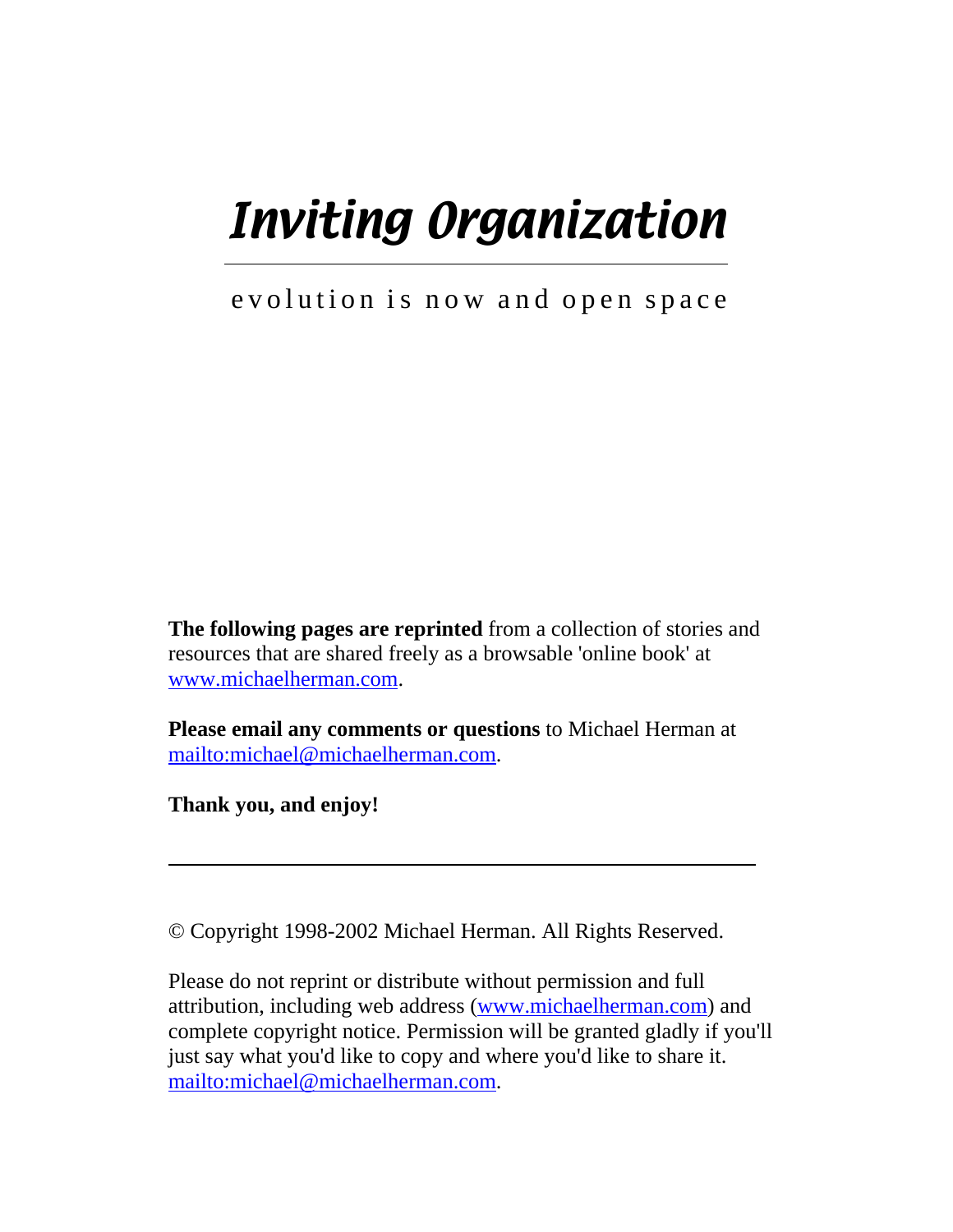# *Inviting Organization*

evolution is now and open space

**The following pages are reprinted** from a collection of stories and resources that are shared freely as a browsable 'online book' at www.michaelherman.com.

**Please email any comments or questions** to Michael Herman at mailto:michael@michaelherman.com.

**Thank you, and enjoy!**

---

© Copyright 1998-2002 Michael Herman. All Rights Reserved.

Please do not reprint or distribute without permission and full attribution, including web address (www.michaelherman.com) and complete copyright notice. Permission will be granted gladly if you'll just say what you'd like to copy and where you'd like to share it. mailto:michael@michaelherman.com.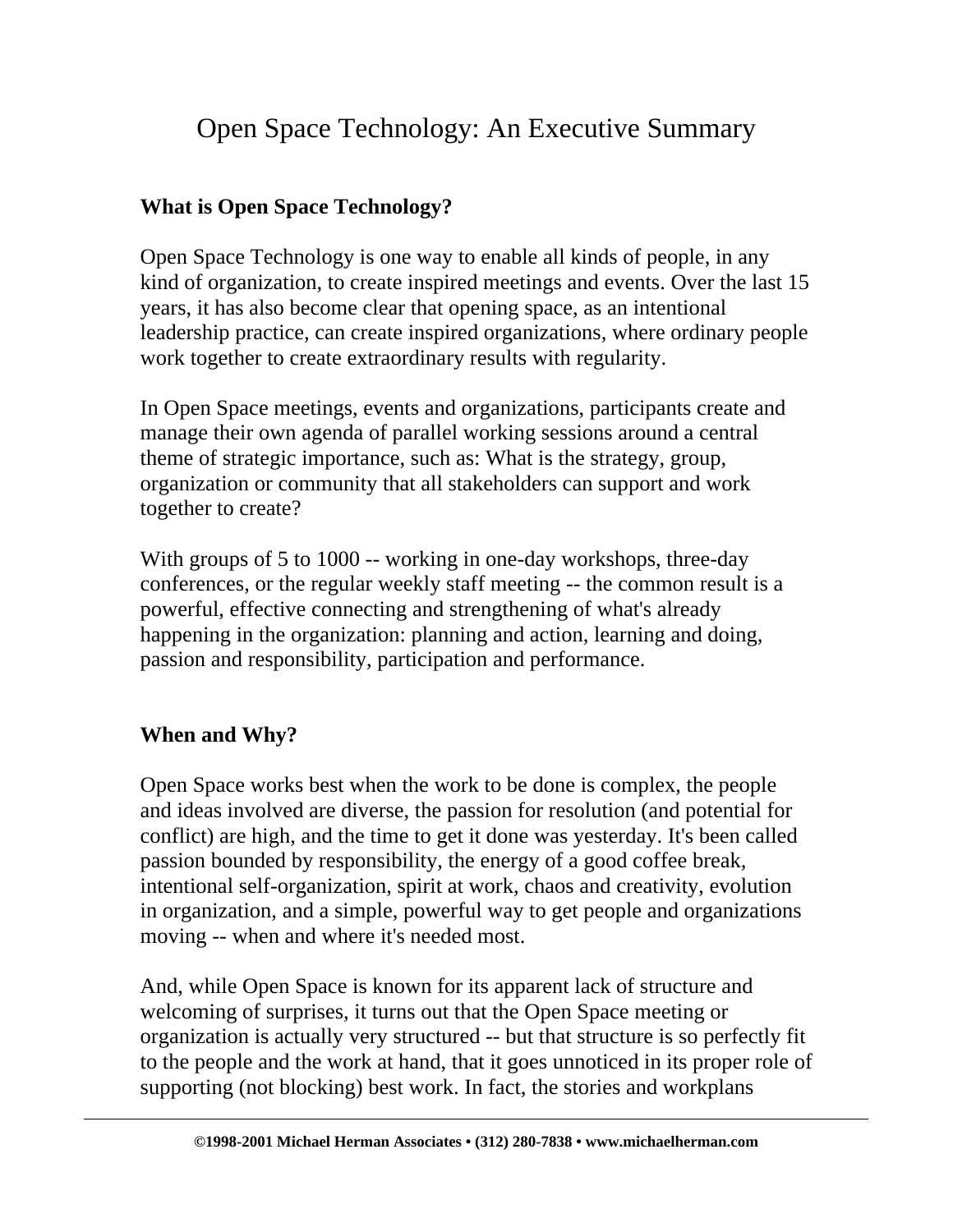# Open Space Technology: An Executive Summary

## What is Open Space Technology?

Open Space Technology is one way to enable all kinds of people, in any kind of organization, to create inspired meetings and events. Over the last 15 years, it has also become clear that opening space, as an intentional leadership practice, can create inspired organizations, where ordinary people work together to create extraordinary results with regularity.

In Open Space meetings, events and organizations, participants create and manage their own agenda of parallel working sessions around a central theme of strategic importance, such as: What is the strategy, group, organization or community that all stakeholders can support and work together to create?

With groups of 5 to 1000 -- working in one-day workshops, three-day conferences, or the regular weekly staff meeting -- the common result is a powerful, effective connecting and strengthening of what's already happening in the organization: planning and action, learning and doing, passion and responsibility, participation and performance.

## When and Why?

Open Space works best when the work to be done is complex, the people and ideas involved are diverse, the passion for resolution (and potential for conflict) are high, and the time to get it done was yesterday. It's been called passion bounded by responsibility, the energy of a good coffee break, intentional self-organization, spirit at work, chaos and creativity, evolution in organization, and a simple, powerful way to get people and organizations moving -- when and where it's needed most.

And, while Open Space is known for its apparent lack of structure and welcoming of surprises, it turns out that the Open Space meeting or organization is actually very structured -- but that structure is so perfectly fit to the people and the work at hand, that it goes unnoticed in its proper role of supporting (not blocking) best work. In fact, the stories and workplans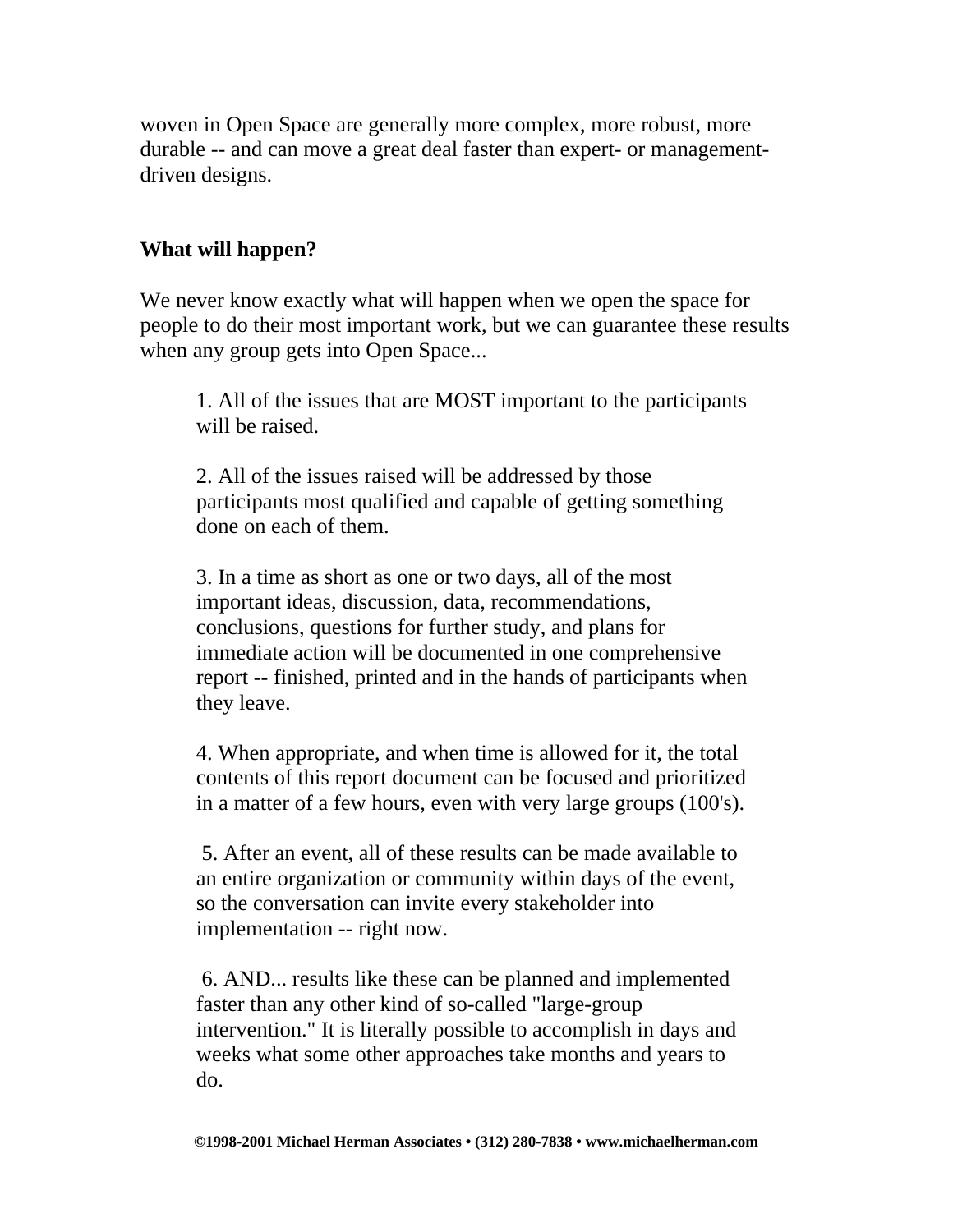woven in Open Space are generally more complex, more robust, more durable -- and can move a great deal faster than expert- or management-driven designs.

**What will happen?**

We never know exactly what will happen when we open the space for people to do their most important work, but we can guarantee these results when any group gets into Open Space...

1. All of the issues that are MOST important to the participants will be raised.

2. All of the issues raised will be addressed by those participants most qualified and capable of getting something done on each of them.

3. In a time as short as one or two days, all of the most important ideas, discussion, data, recommendations, conclusions, questions for further study, and plans for immediate action will be documented in one comprehensive report -- finished, printed and in the hands of participants when they leave.

4. When appropriate, and when time is allowed for it, the total contents of this report document can be focused and prioritized in a matter of a few hours, even with very large groups (100's).

5. After an event, all of these results can be made available to an entire organization or community within days of the event, so the conversation can invite every stakeholder into implementation -- right now.

6. AND... results like these can be planned and implemented faster than any other kind of so-called "large-group intervention." It is literally possible to accomplish in days and weeks what some other approaches take months and years to do.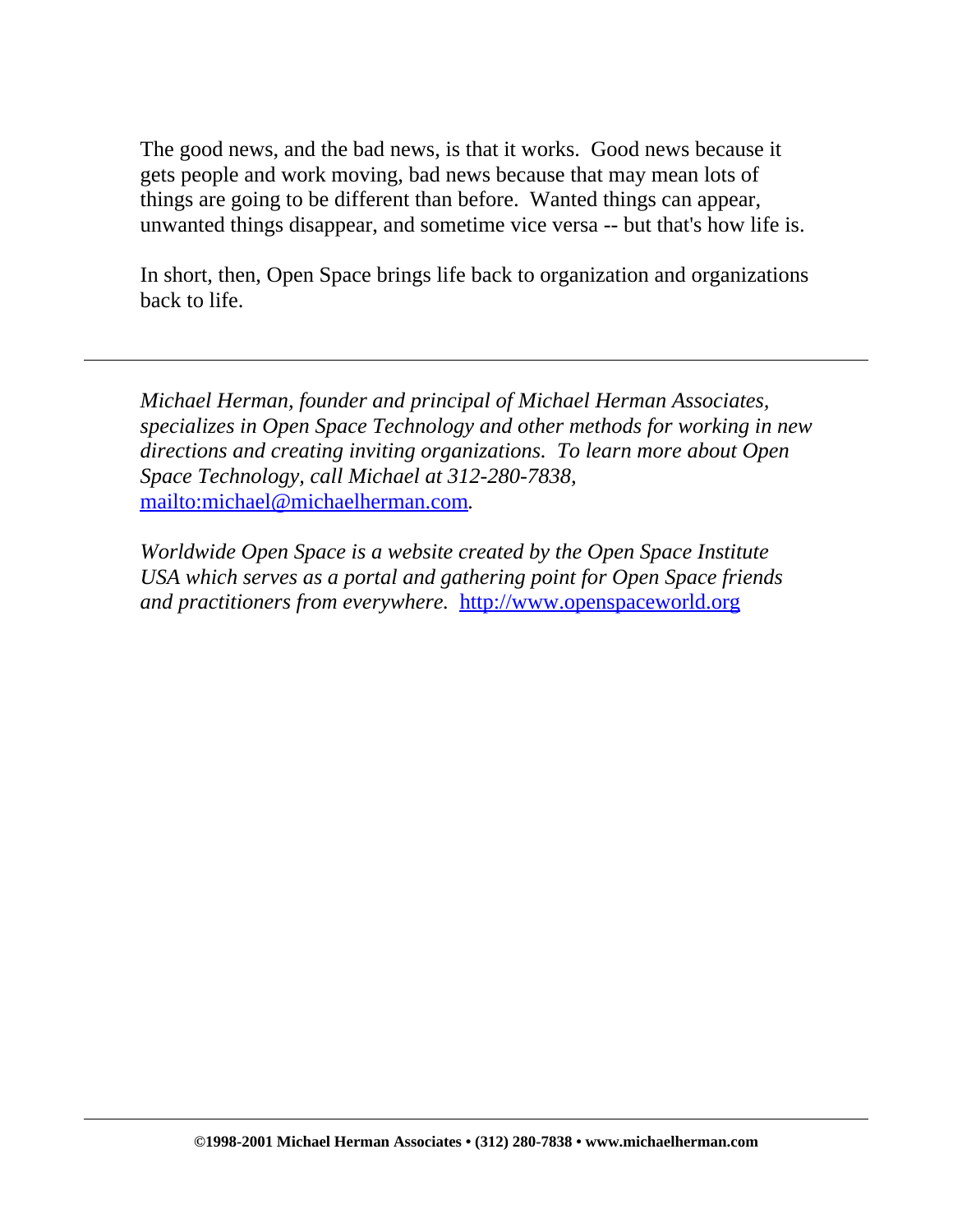The good news, and the bad news, is that it works. Good news because it gets people and work moving, bad news because that may mean lots of things are going to be different than before. Wanted things can appear, unwanted things disappear, and sometime vice versa -- but that's how life is.

In short, then, Open Space brings life back to organization and organizations back to life.

---

*Michael Herman, founder and principal of Michael Herman Associates, specializes in Open Space Technology and other methods for working in new directions and creating inviting organizations. To learn more about Open Space Technology, call Michael at 312-280-7838,* [mailto:michael@michaelherman.com](mailto:michael@michaelherman.com)*.*

*Worldwide Open Space is a website created by the Open Space Institute USA which serves as a portal and gathering point for Open Space friends and practitioners from everywhere.* [http://www.openspaceworld.org](http://www.openspaceworld.org)

**©1998-2001 Michael Herman Associates • (312) 280-7838 • www.michaelherman.com**